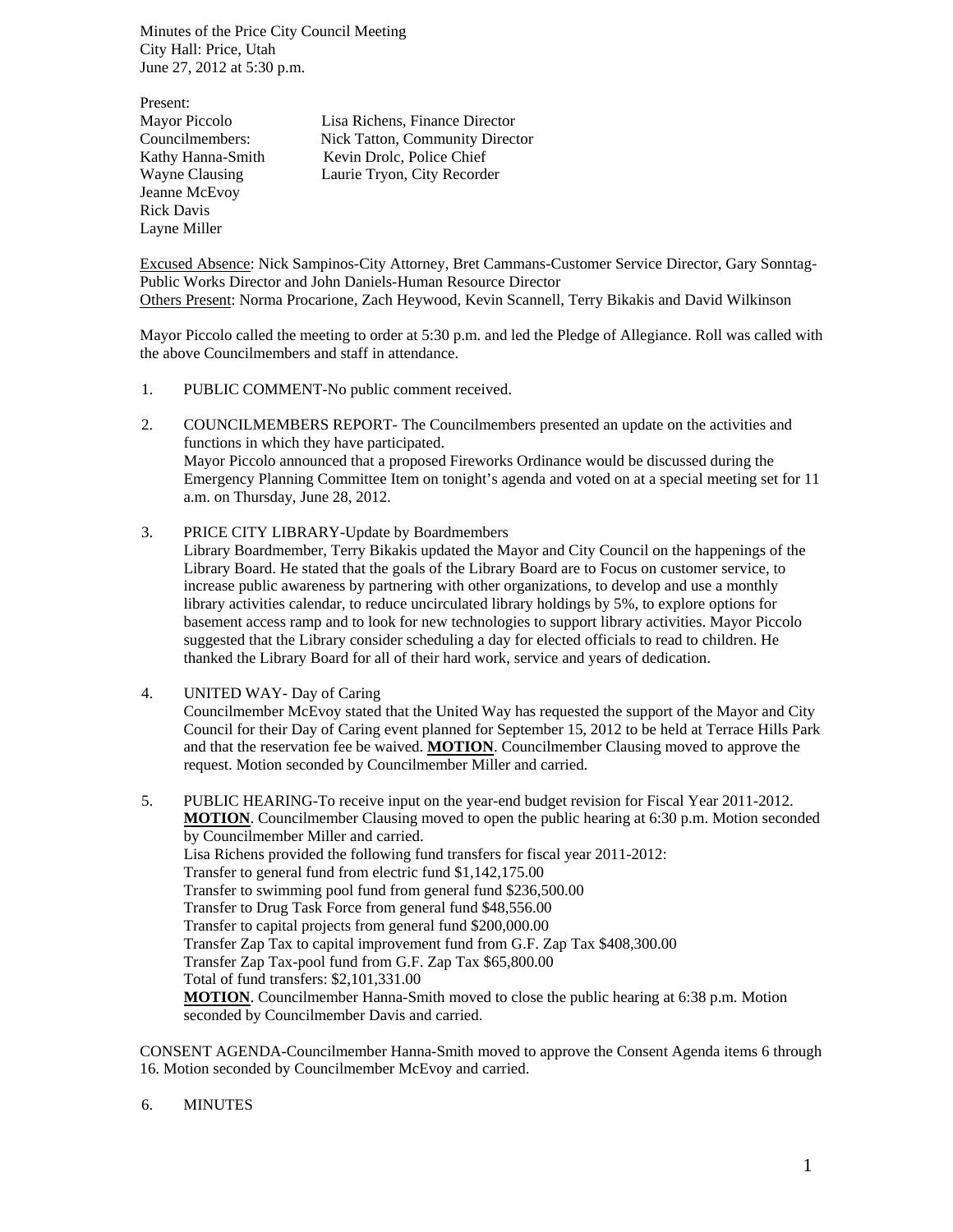Minutes of the Price City Council Meeting
City Hall: Price, Utah
June 27, 2012 at 5:30 p.m.

Present:

| | |
|---|---|
| Mayor Piccolo | Lisa Richens, Finance Director |
| Councilmembers: | Nick Tatton, Community Director |
| Kathy Hanna-Smith | Kevin Drolc, Police Chief |
| Wayne Clausing | Laurie Tryon, City Recorder |
| Jeanne McEvoy | |
| Rick Davis | |
| Layne Miller | |

Excused Absence: Nick Sampinos-City Attorney, Bret Cammans-Customer Service Director, Gary Sonntag-Public Works Director and John Daniels-Human Resource Director
Others Present: Norma Procarione, Zach Heywood, Kevin Scannell, Terry Bikakis and David Wilkinson

Mayor Piccolo called the meeting to order at 5:30 p.m. and led the Pledge of Allegiance. Roll was called with the above Councilmembers and staff in attendance.

1. PUBLIC COMMENT-No public comment received.

2. COUNCILMEMBERS REPORT- The Councilmembers presented an update on the activities and functions in which they have participated.
   Mayor Piccolo announced that a proposed Fireworks Ordinance would be discussed during the Emergency Planning Committee Item on tonight's agenda and voted on at a special meeting set for 11 a.m. on Thursday, June 28, 2012.

3. PRICE CITY LIBRARY-Update by Boardmembers
   Library Boardmember, Terry Bikakis updated the Mayor and City Council on the happenings of the Library Board. He stated that the goals of the Library Board are to Focus on customer service, to increase public awareness by partnering with other organizations, to develop and use a monthly library activities calendar, to reduce uncirculated library holdings by 5%, to explore options for basement access ramp and to look for new technologies to support library activities. Mayor Piccolo suggested that the Library consider scheduling a day for elected officials to read to children. He thanked the Library Board for all of their hard work, service and years of dedication.

4. UNITED WAY- Day of Caring
   Councilmember McEvoy stated that the United Way has requested the support of the Mayor and City Council for their Day of Caring event planned for September 15, 2012 to be held at Terrace Hills Park and that the reservation fee be waived. **MOTION**. Councilmember Clausing moved to approve the request. Motion seconded by Councilmember Miller and carried.

5. PUBLIC HEARING-To receive input on the year-end budget revision for Fiscal Year 2011-2012.
   **MOTION**. Councilmember Clausing moved to open the public hearing at 6:30 p.m. Motion seconded by Councilmember Miller and carried.
   Lisa Richens provided the following fund transfers for fiscal year 2011-2012:
   Transfer to general fund from electric fund $1,142,175.00
   Transfer to swimming pool fund from general fund $236,500.00
   Transfer to Drug Task Force from general fund $48,556.00
   Transfer to capital projects from general fund $200,000.00
   Transfer Zap Tax to capital improvement fund from G.F. Zap Tax $408,300.00
   Transfer Zap Tax-pool fund from G.F. Zap Tax $65,800.00
   Total of fund transfers: $2,101,331.00
   **MOTION**. Councilmember Hanna-Smith moved to close the public hearing at 6:38 p.m. Motion seconded by Councilmember Davis and carried.

CONSENT AGENDA-Councilmember Hanna-Smith moved to approve the Consent Agenda items 6 through 16. Motion seconded by Councilmember McEvoy and carried.

6. MINUTES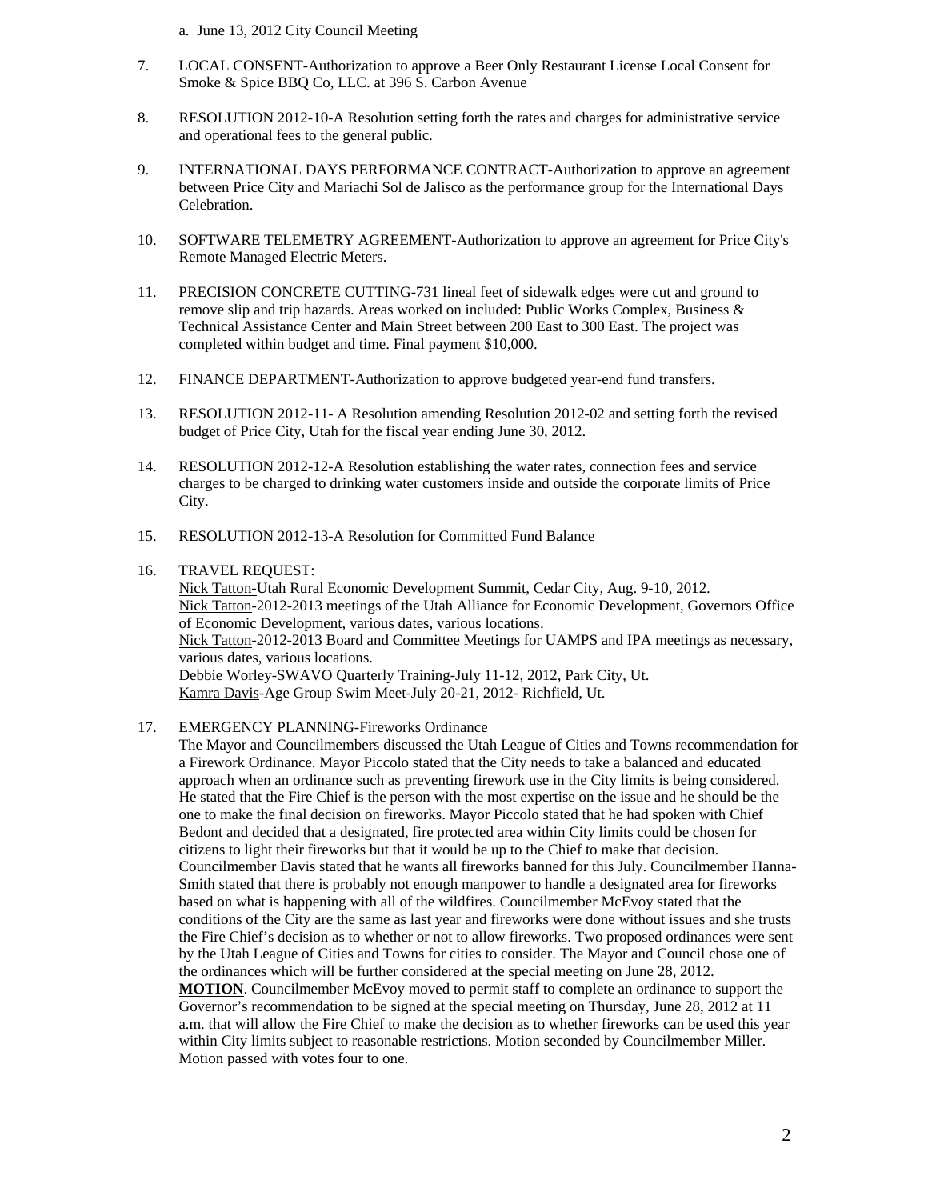a. June 13, 2012 City Council Meeting

7. LOCAL CONSENT-Authorization to approve a Beer Only Restaurant License Local Consent for Smoke & Spice BBQ Co, LLC. at 396 S. Carbon Avenue

8. RESOLUTION 2012-10-A Resolution setting forth the rates and charges for administrative service and operational fees to the general public.

9. INTERNATIONAL DAYS PERFORMANCE CONTRACT-Authorization to approve an agreement between Price City and Mariachi Sol de Jalisco as the performance group for the International Days Celebration.

10. SOFTWARE TELEMETRY AGREEMENT-Authorization to approve an agreement for Price City's Remote Managed Electric Meters.

11. PRECISION CONCRETE CUTTING-731 lineal feet of sidewalk edges were cut and ground to remove slip and trip hazards. Areas worked on included: Public Works Complex, Business & Technical Assistance Center and Main Street between 200 East to 300 East. The project was completed within budget and time. Final payment $10,000.

12. FINANCE DEPARTMENT-Authorization to approve budgeted year-end fund transfers.

13. RESOLUTION 2012-11- A Resolution amending Resolution 2012-02 and setting forth the revised budget of Price City, Utah for the fiscal year ending June 30, 2012.

14. RESOLUTION 2012-12-A Resolution establishing the water rates, connection fees and service charges to be charged to drinking water customers inside and outside the corporate limits of Price City.

15. RESOLUTION 2012-13-A Resolution for Committed Fund Balance

16. TRAVEL REQUEST:
 Nick Tatton-Utah Rural Economic Development Summit, Cedar City, Aug. 9-10, 2012.
 Nick Tatton-2012-2013 meetings of the Utah Alliance for Economic Development, Governors Office of Economic Development, various dates, various locations.
 Nick Tatton-2012-2013 Board and Committee Meetings for UAMPS and IPA meetings as necessary, various dates, various locations.
 Debbie Worley-SWAVO Quarterly Training-July 11-12, 2012, Park City, Ut.
 Kamra Davis-Age Group Swim Meet-July 20-21, 2012- Richfield, Ut.

17. EMERGENCY PLANNING-Fireworks Ordinance
 The Mayor and Councilmembers discussed the Utah League of Cities and Towns recommendation for a Firework Ordinance. Mayor Piccolo stated that the City needs to take a balanced and educated approach when an ordinance such as preventing firework use in the City limits is being considered. He stated that the Fire Chief is the person with the most expertise on the issue and he should be the one to make the final decision on fireworks. Mayor Piccolo stated that he had spoken with Chief Bedont and decided that a designated, fire protected area within City limits could be chosen for citizens to light their fireworks but that it would be up to the Chief to make that decision. Councilmember Davis stated that he wants all fireworks banned for this July. Councilmember Hanna-Smith stated that there is probably not enough manpower to handle a designated area for fireworks based on what is happening with all of the wildfires. Councilmember McEvoy stated that the conditions of the City are the same as last year and fireworks were done without issues and she trusts the Fire Chief's decision as to whether or not to allow fireworks. Two proposed ordinances were sent by the Utah League of Cities and Towns for cities to consider. The Mayor and Council chose one of the ordinances which will be further considered at the special meeting on June 28, 2012.
 **MOTION**. Councilmember McEvoy moved to permit staff to complete an ordinance to support the Governor's recommendation to be signed at the special meeting on Thursday, June 28, 2012 at 11 a.m. that will allow the Fire Chief to make the decision as to whether fireworks can be used this year within City limits subject to reasonable restrictions. Motion seconded by Councilmember Miller. Motion passed with votes four to one.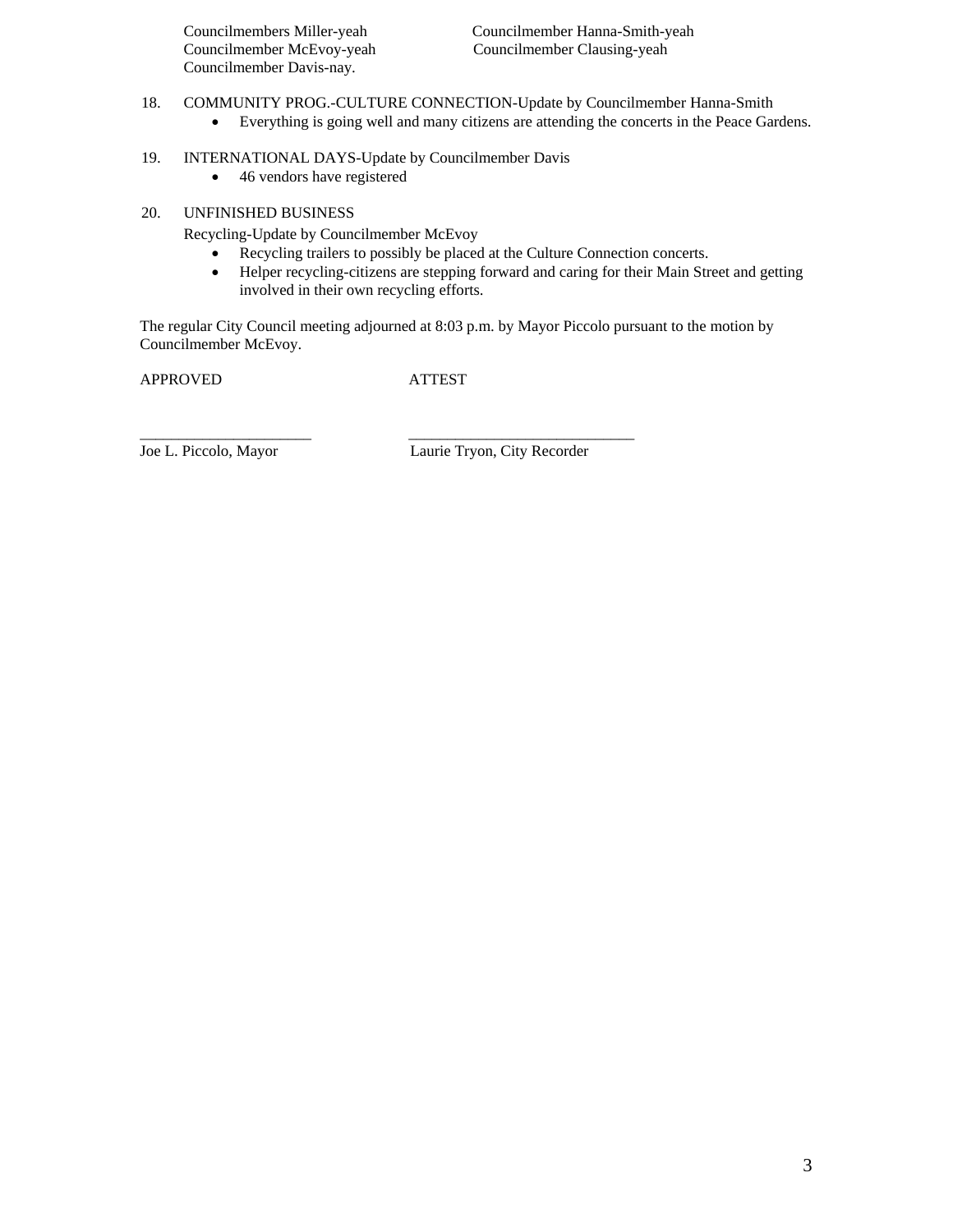Councilmembers Miller-yeah
Councilmember Hanna-Smith-yeah
Councilmember McEvoy-yeah
Councilmember Clausing-yeah
Councilmember Davis-nay.

18. COMMUNITY PROG.-CULTURE CONNECTION-Update by Councilmember Hanna-Smith
    - Everything is going well and many citizens are attending the concerts in the Peace Gardens.

19. INTERNATIONAL DAYS-Update by Councilmember Davis
    - 46 vendors have registered

20. UNFINISHED BUSINESS

    Recycling-Update by Councilmember McEvoy
    - Recycling trailers to possibly be placed at the Culture Connection concerts.
    - Helper recycling-citizens are stepping forward and caring for their Main Street and getting involved in their own recycling efforts.

The regular City Council meeting adjourned at 8:03 p.m. by Mayor Piccolo pursuant to the motion by Councilmember McEvoy.

APPROVED

______________________
Joe L. Piccolo, Mayor

ATTEST

_____________________________
Laurie Tryon, City Recorder